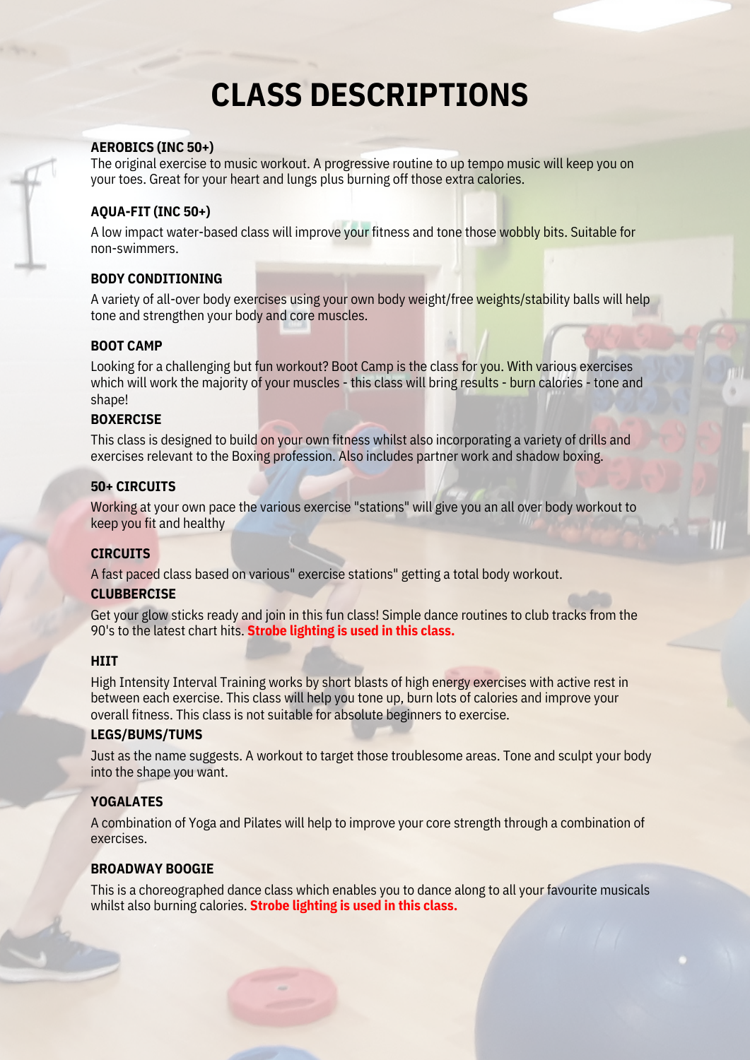# CLASS DESCRIPTIONS

### AEROBICS (INC 50+)

The original exercise to music workout. A progressive routine to up tempo music will keep you on your toes. Great for your heart and lungs plus burning off those extra calories.

### AQUA-FIT (INC 50+)

A low impact water-based class will improve your fitness and tone those wobbly bits. Suitable for non-swimmers.

### BODY CONDITIONING

A variety of all-over body exercises using your own body weight/free weights/stability balls will help tone and strengthen your body and core muscles.

### BOOT CAMP

Looking for a challenging but fun workout? Boot Camp is the class for you. With various exercises which will work the majority of your muscles - this class will bring results - burn calories - tone and shape!

### BOXERCISE

This class is designed to build on your own fitness whilst also incorporating a variety of drills and exercises relevant to the Boxing profession. Also includes partner work and shadow boxing.

### 50+ CIRCUITS

Working at your own pace the various exercise "stations" will give you an all over body workout to keep you fit and healthy

### CIRCUITS

A fast paced class based on various" exercise stations" getting a total body workout.

### CLUBBERCISE

Get your glow sticks ready and join in this fun class! Simple dance routines to club tracks from the 90's to the latest chart hits. **Strobe lighting is used in this class.**

### HIIT

High Intensity Interval Training works by short blasts of high energy exercises with active rest in between each exercise. This class will help you tone up, burn lots of calories and improve your overall fitness. This class is not suitable for absolute beginners to exercise.

### LEGS/BUMS/TUMS

Just as the name suggests. A workout to target those troublesome areas. Tone and sculpt your body into the shape you want.

### YOGALATES

A combination of Yoga and Pilates will help to improve your core strength through a combination of exercises.

### BROADWAY BOOGIE

This is a choreographed dance class which enables you to dance along to all your favourite musicals whilst also burning calories. **Strobe lighting is used in this class.**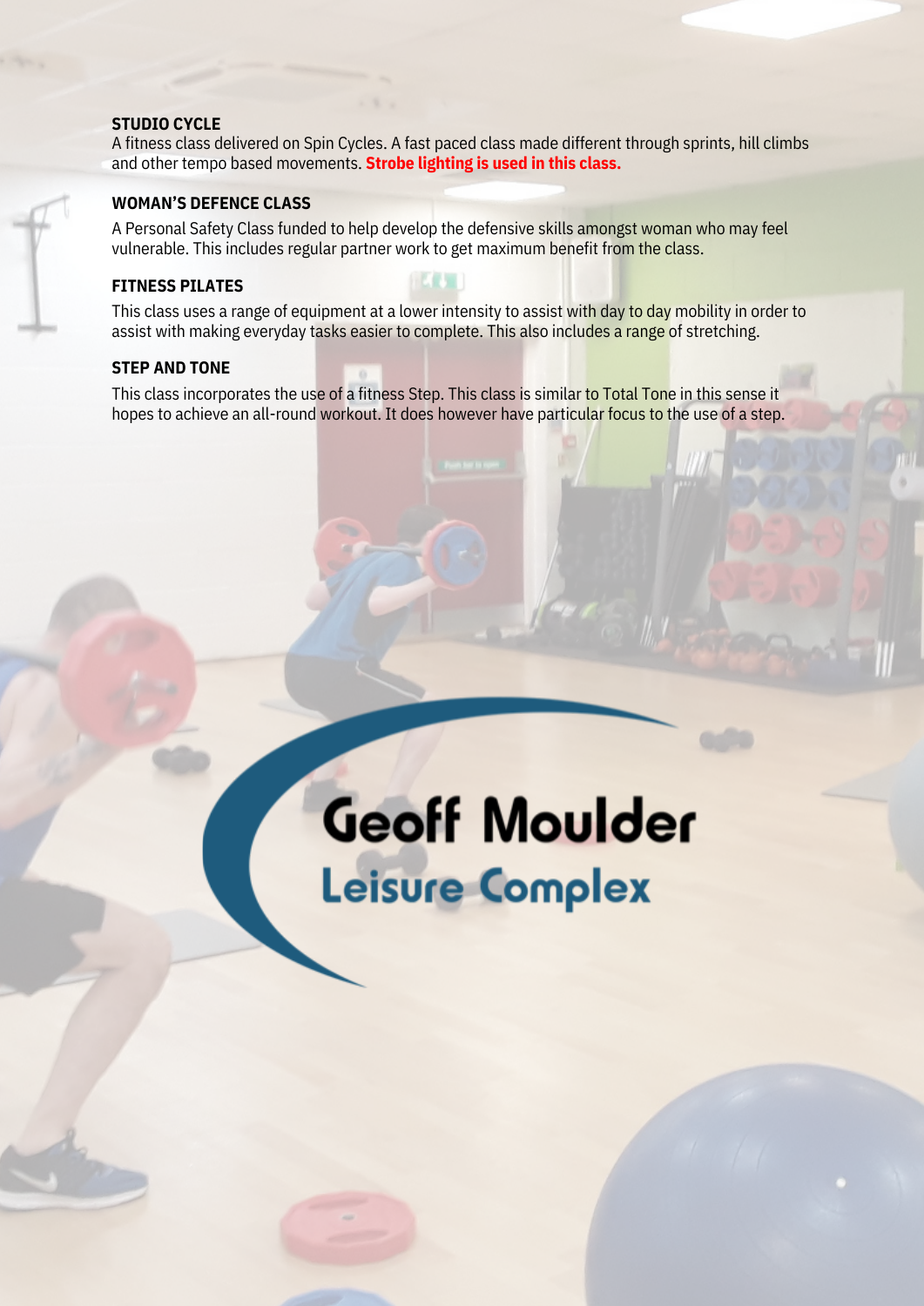### STUDIO CYCLE

A fitness class delivered on Spin Cycles. A fast paced class made different through sprints, hill climbs and other tempo based movements. **Strobe lighting is used in this class.**

### WOMAN'S DEFENCE CLASS

A Personal Safety Class funded to help develop the defensive skills amongst woman who may feel vulnerable. This includes regular partner work to get maximum benefit from the class.

### FITNESS PILATES

This class uses a range of equipment at a lower intensity to assist with day to day mobility in order to assist with making everyday tasks easier to complete. This also includes a range of stretching.

### STEP AND TONE

This class incorporates the use of a fitness Step. This class is similar to Total Tone in this sense it hopes to achieve an all-round workout. It does however have particular focus to the use of a step.

Geoff Moulder
Leisure Complex